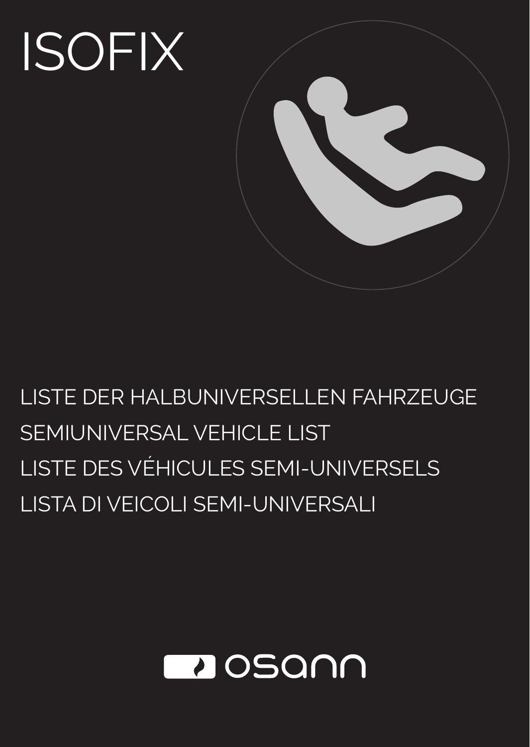# ISOFIX

LISTE DER HALBUNIVERSELLEN FAHRZEUGE

SEMIUNIVERSAL VEHICLE LIST

LISTE DES VÉHICULES SEMI-UNIVERSELS

LISTA DI VEICOLI SEMI-UNIVERSALI

osann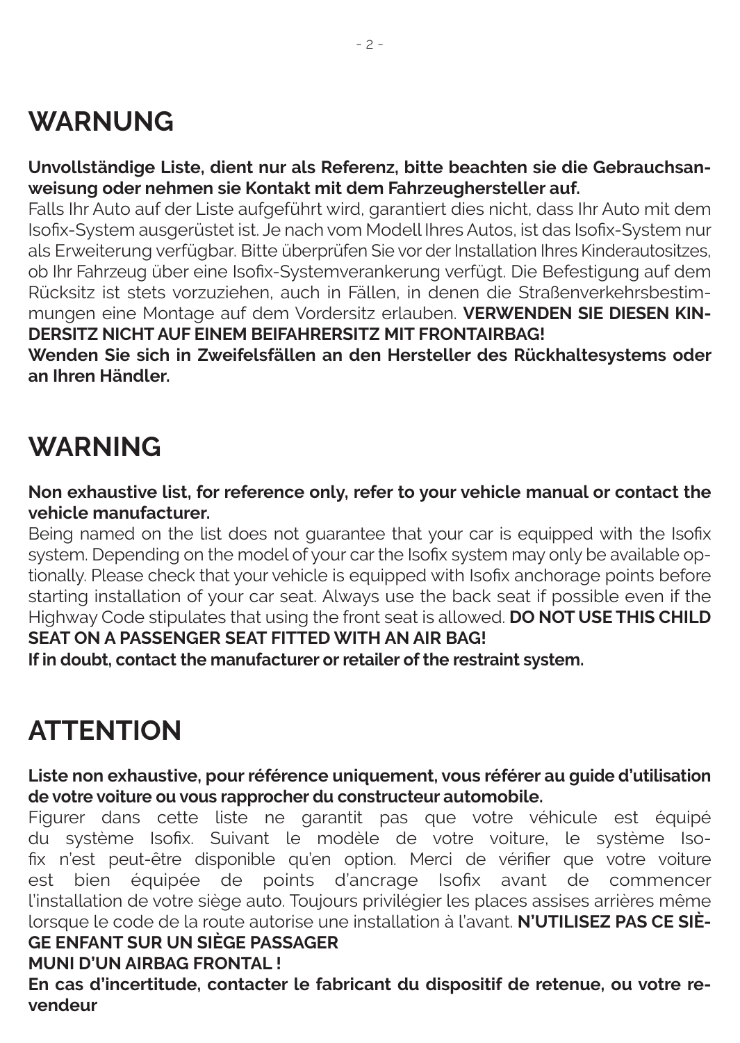# WARNUNG

**Unvollständige Liste, dient nur als Referenz, bitte beachten sie die Gebrauchsanweisung oder nehmen sie Kontakt mit dem Fahrzeughersteller auf.**
Falls Ihr Auto auf der Liste aufgeführt wird, garantiert dies nicht, dass Ihr Auto mit dem Isofix-System ausgerüstet ist. Je nach vom Modell Ihres Autos, ist das Isofix-System nur als Erweiterung verfügbar. Bitte überprüfen Sie vor der Installation Ihres Kinderautositzes, ob Ihr Fahrzeug über eine Isofix-Systemverankerung verfügt. Die Befestigung auf dem Rücksitz ist stets vorzuziehen, auch in Fällen, in denen die Straßenverkehrsbestimmungen eine Montage auf dem Vordersitz erlauben. **VERWENDEN SIE DIESEN KINDERSITZ NICHT AUF EINEM BEIFAHRERSITZ MIT FRONTAIRBAG!**
**Wenden Sie sich in Zweifelsfällen an den Hersteller des Rückhaltesystems oder an Ihren Händler.**

# WARNING

**Non exhaustive list, for reference only, refer to your vehicle manual or contact the vehicle manufacturer.**
Being named on the list does not guarantee that your car is equipped with the Isofix system. Depending on the model of your car the Isofix system may only be available optionally. Please check that your vehicle is equipped with Isofix anchorage points before starting installation of your car seat. Always use the back seat if possible even if the Highway Code stipulates that using the front seat is allowed. **DO NOT USE THIS CHILD SEAT ON A PASSENGER SEAT FITTED WITH AN AIR BAG!**
**If in doubt, contact the manufacturer or retailer of the restraint system.**

# ATTENTION

**Liste non exhaustive, pour référence uniquement, vous référer au guide d'utilisation de votre voiture ou vous rapprocher du constructeur automobile.**
Figurer dans cette liste ne garantit pas que votre véhicule est équipé du système Isofix. Suivant le modèle de votre voiture, le système Isofix n'est peut-être disponible qu'en option. Merci de vérifier que votre voiture est bien équipée de points d'ancrage Isofix avant de commencer l'installation de votre siège auto. Toujours privilégier les places assises arrières même lorsque le code de la route autorise une installation à l'avant. **N'UTILISEZ PAS CE SIÈGE ENFANT SUR UN SIÈGE PASSAGER**
**MUNI D'UN AIRBAG FRONTAL !**
**En cas d'incertitude, contacter le fabricant du dispositif de retenue, ou votre revendeur**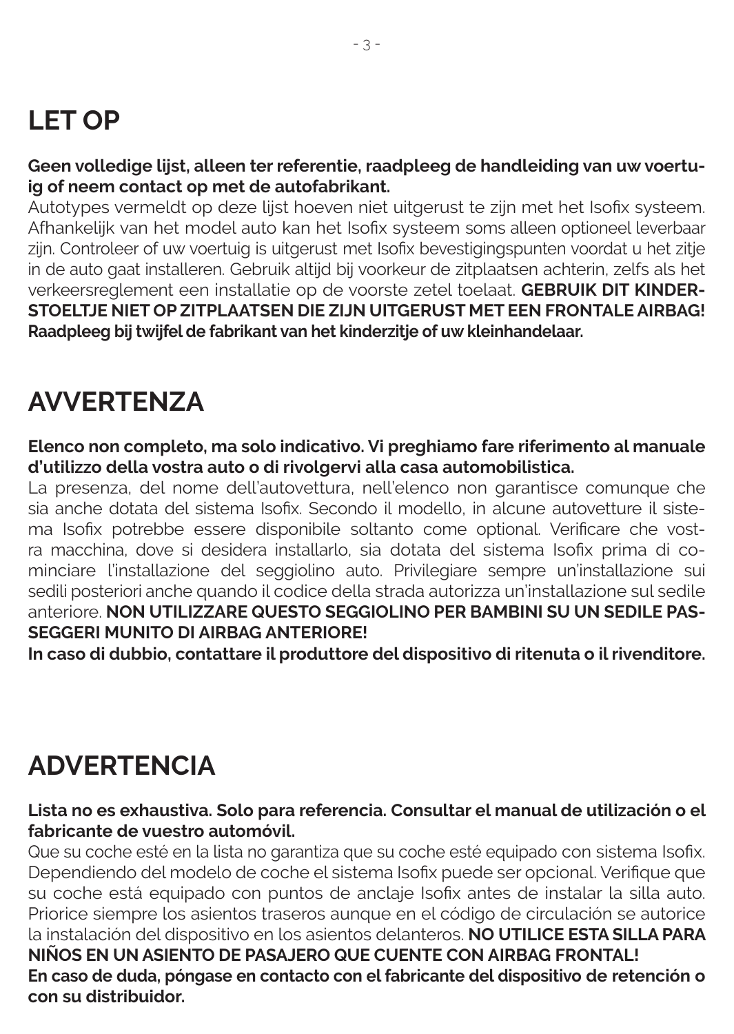# LET OP

**Geen volledige lijst, alleen ter referentie, raadpleeg de handleiding van uw voertuig of neem contact op met de autofabrikant.**

Autotypes vermeldt op deze lijst hoeven niet uitgerust te zijn met het Isofix systeem. Afhankelijk van het model auto kan het Isofix systeem soms alleen optioneel leverbaar zijn. Controleer of uw voertuig is uitgerust met Isofix bevestigingspunten voordat u het zitje in de auto gaat installeren. Gebruik altijd bij voorkeur de zitplaatsen achterin, zelfs als het verkeersreglement een installatie op de voorste zetel toelaat. **GEBRUIK DIT KINDERSTOELTJE NIET OP ZITPLAATSEN DIE ZIJN UITGERUST MET EEN FRONTALE AIRBAG! Raadpleeg bij twijfel de fabrikant van het kinderzitje of uw kleinhandelaar.**

# AVVERTENZA

**Elenco non completo, ma solo indicativo. Vi preghiamo fare riferimento al manuale d'utilizzo della vostra auto o di rivolgervi alla casa automobilistica.**

La presenza, del nome dell'autovettura, nell'elenco non garantisce comunque che sia anche dotata del sistema Isofix. Secondo il modello, in alcune autovetture il sistema Isofix potrebbe essere disponibile soltanto come optional. Verificare che vostra macchina, dove si desidera installarlo, sia dotata del sistema Isofix prima di cominciare l'installazione del seggiolino auto. Privilegiare sempre un'installazione sui sedili posteriori anche quando il codice della strada autorizza un'installazione sul sedile anteriore. **NON UTILIZZARE QUESTO SEGGIOLINO PER BAMBINI SU UN SEDILE PASSEGGERI MUNITO DI AIRBAG ANTERIORE!**

**In caso di dubbio, contattare il produttore del dispositivo di ritenuta o il rivenditore.**

# ADVERTENCIA

**Lista no es exhaustiva. Solo para referencia. Consultar el manual de utilización o el fabricante de vuestro automóvil.**

Que su coche esté en la lista no garantiza que su coche esté equipado con sistema Isofix. Dependiendo del modelo de coche el sistema Isofix puede ser opcional. Verifique que su coche está equipado con puntos de anclaje Isofix antes de instalar la silla auto. Priorice siempre los asientos traseros aunque en el código de circulación se autorice la instalación del dispositivo en los asientos delanteros. **NO UTILICE ESTA SILLA PARA NIÑOS EN UN ASIENTO DE PASAJERO QUE CUENTE CON AIRBAG FRONTAL!**

**En caso de duda, póngase en contacto con el fabricante del dispositivo de retención o con su distribuidor.**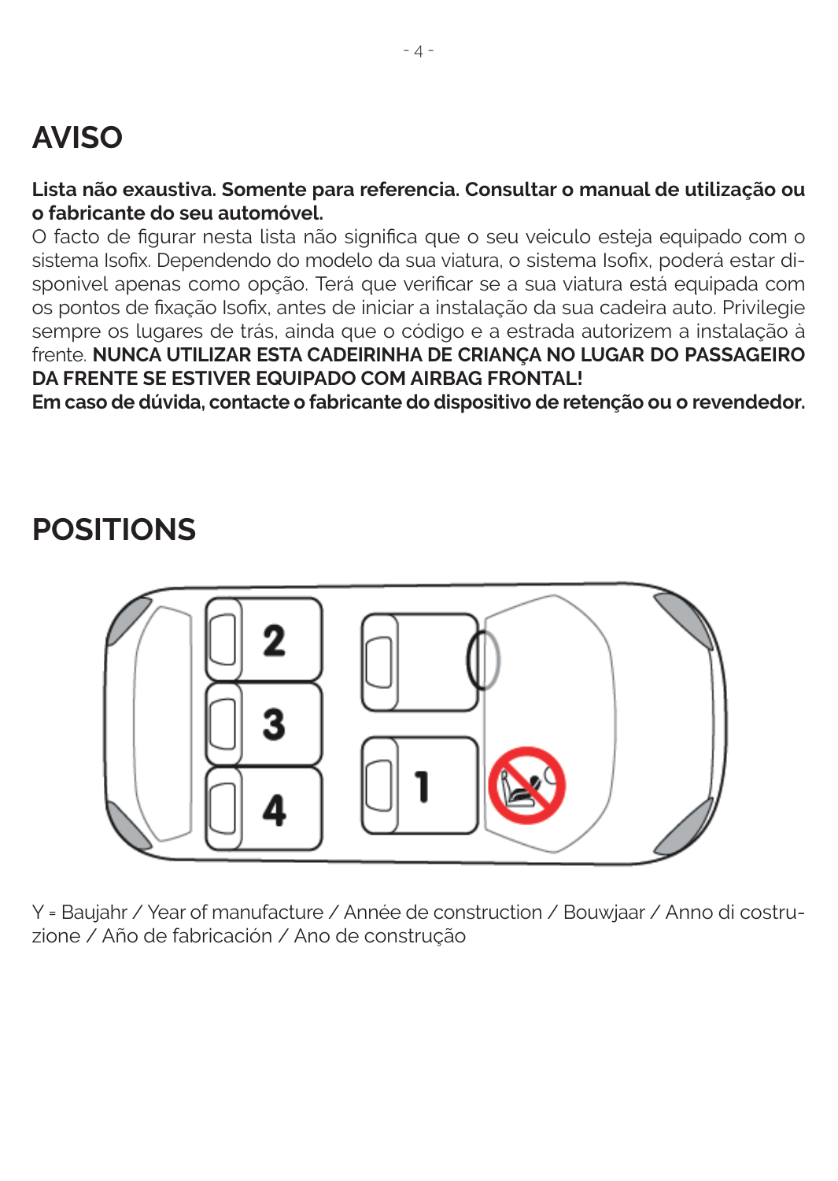# AVISO

**Lista não exaustiva. Somente para referencia. Consultar o manual de utilização ou o fabricante do seu automóvel.**

O facto de figurar nesta lista não significa que o seu veiculo esteja equipado com o sistema Isofix. Dependendo do modelo da sua viatura, o sistema Isofix, poderá estar disponivel apenas como opção. Terá que verificar se a sua viatura está equipada com os pontos de fixação Isofix, antes de iniciar a instalação da sua cadeira auto. Privilegie sempre os lugares de trás, ainda que o código e a estrada autorizem a instalação à frente. **NUNCA UTILIZAR ESTA CADEIRINHA DE CRIANÇA NO LUGAR DO PASSAGEIRO DA FRENTE SE ESTIVER EQUIPADO COM AIRBAG FRONTAL!**

**Em caso de dúvida, contacte o fabricante do dispositivo de retenção ou o revendedor.**

# POSITIONS

2

3

4

1

Y = Baujahr / Year of manufacture / Année de construction / Bouwjaar / Anno di costruzione / Año de fabricación / Ano de construção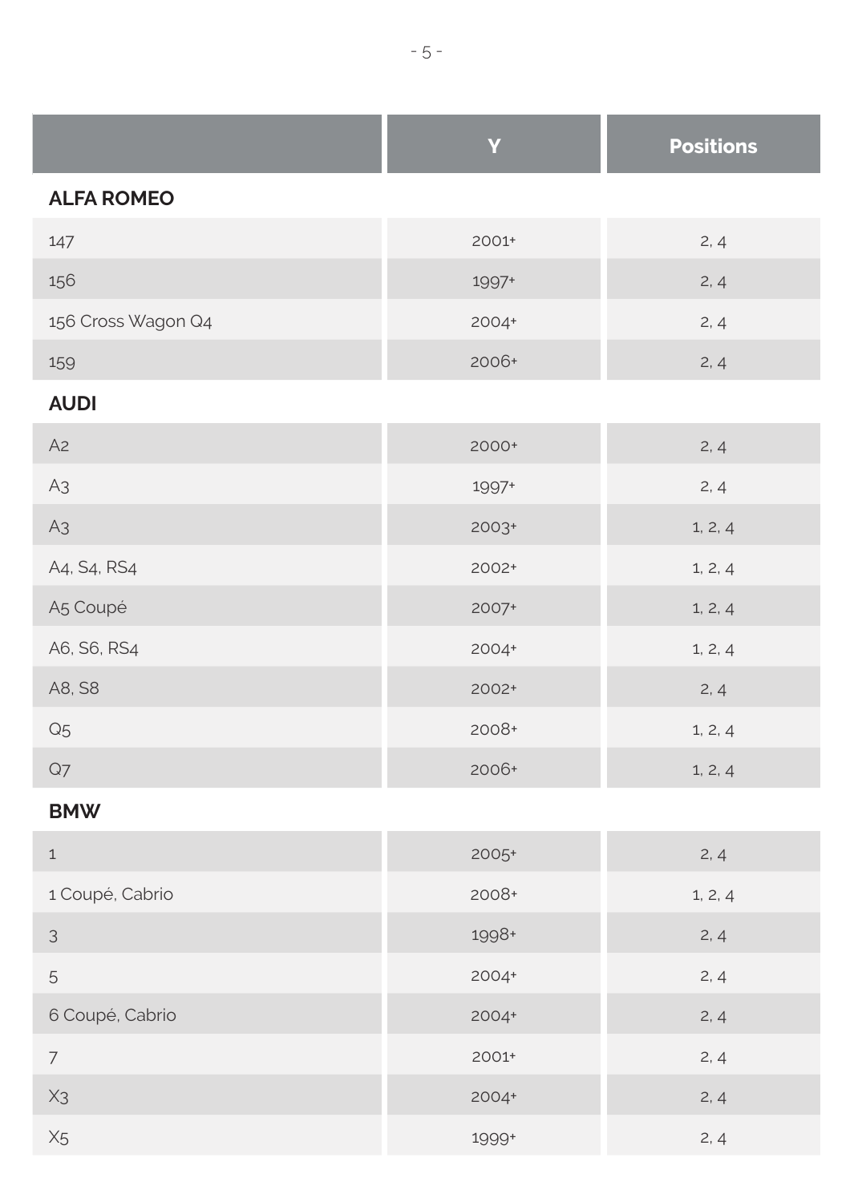|  | Y | Positions |
|---|---|---|
| **ALFA ROMEO** |  |  |
| 147 | 2001+ | 2, 4 |
| 156 | 1997+ | 2, 4 |
| 156 Cross Wagon Q4 | 2004+ | 2, 4 |
| 159 | 2006+ | 2, 4 |
| **AUDI** |  |  |
| A2 | 2000+ | 2, 4 |
| A3 | 1997+ | 2, 4 |
| A3 | 2003+ | 1, 2, 4 |
| A4, S4, RS4 | 2002+ | 1, 2, 4 |
| A5 Coupé | 2007+ | 1, 2, 4 |
| A6, S6, RS4 | 2004+ | 1, 2, 4 |
| A8, S8 | 2002+ | 2, 4 |
| Q5 | 2008+ | 1, 2, 4 |
| Q7 | 2006+ | 1, 2, 4 |
| **BMW** |  |  |
| 1 | 2005+ | 2, 4 |
| 1 Coupé, Cabrio | 2008+ | 1, 2, 4 |
| 3 | 1998+ | 2, 4 |
| 5 | 2004+ | 2, 4 |
| 6 Coupé, Cabrio | 2004+ | 2, 4 |
| 7 | 2001+ | 2, 4 |
| X3 | 2004+ | 2, 4 |
| X5 | 1999+ | 2, 4 |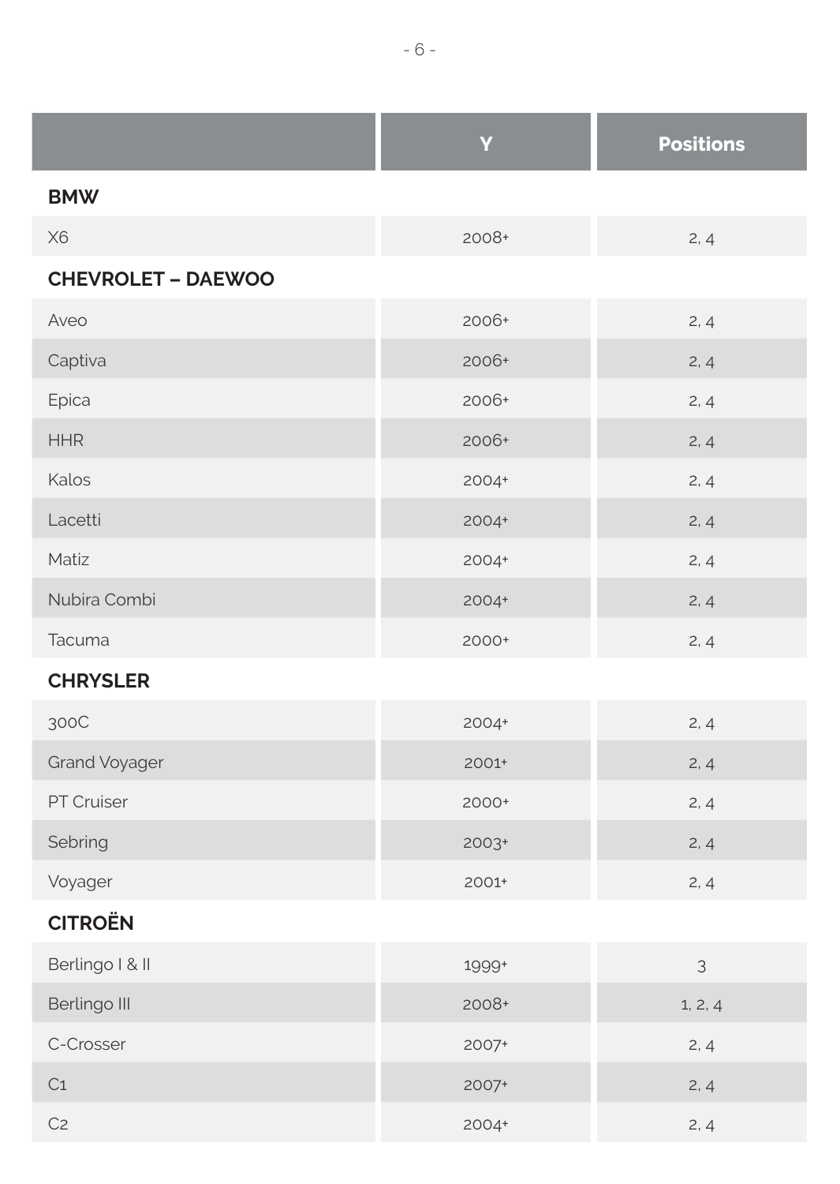| | Y | Positions |
|---|---|---|
| **BMW** | | |
| X6 | 2008+ | 2, 4 |
| **CHEVROLET – DAEWOO** | | |
| Aveo | 2006+ | 2, 4 |
| Captiva | 2006+ | 2, 4 |
| Epica | 2006+ | 2, 4 |
| HHR | 2006+ | 2, 4 |
| Kalos | 2004+ | 2, 4 |
| Lacetti | 2004+ | 2, 4 |
| Matiz | 2004+ | 2, 4 |
| Nubira Combi | 2004+ | 2, 4 |
| Tacuma | 2000+ | 2, 4 |
| **CHRYSLER** | | |
| 300C | 2004+ | 2, 4 |
| Grand Voyager | 2001+ | 2, 4 |
| PT Cruiser | 2000+ | 2, 4 |
| Sebring | 2003+ | 2, 4 |
| Voyager | 2001+ | 2, 4 |
| **CITROËN** | | |
| Berlingo I & II | 1999+ | 3 |
| Berlingo III | 2008+ | 1, 2, 4 |
| C-Crosser | 2007+ | 2, 4 |
| C1 | 2007+ | 2, 4 |
| C2 | 2004+ | 2, 4 |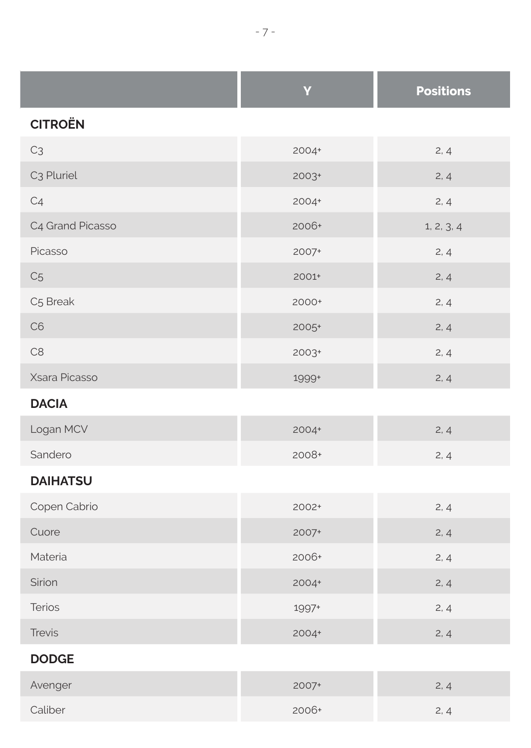|  | Y | Positions |
|---|---|---|
| **CITROËN** | | |
| C3 | 2004+ | 2, 4 |
| C3 Pluriel | 2003+ | 2, 4 |
| C4 | 2004+ | 2, 4 |
| C4 Grand Picasso | 2006+ | 1, 2, 3, 4 |
| Picasso | 2007+ | 2, 4 |
| C5 | 2001+ | 2, 4 |
| C5 Break | 2000+ | 2, 4 |
| C6 | 2005+ | 2, 4 |
| C8 | 2003+ | 2, 4 |
| Xsara Picasso | 1999+ | 2, 4 |
| **DACIA** | | |
| Logan MCV | 2004+ | 2, 4 |
| Sandero | 2008+ | 2, 4 |
| **DAIHATSU** | | |
| Copen Cabrio | 2002+ | 2, 4 |
| Cuore | 2007+ | 2, 4 |
| Materia | 2006+ | 2, 4 |
| Sirion | 2004+ | 2, 4 |
| Terios | 1997+ | 2, 4 |
| Trevis | 2004+ | 2, 4 |
| **DODGE** | | |
| Avenger | 2007+ | 2, 4 |
| Caliber | 2006+ | 2, 4 |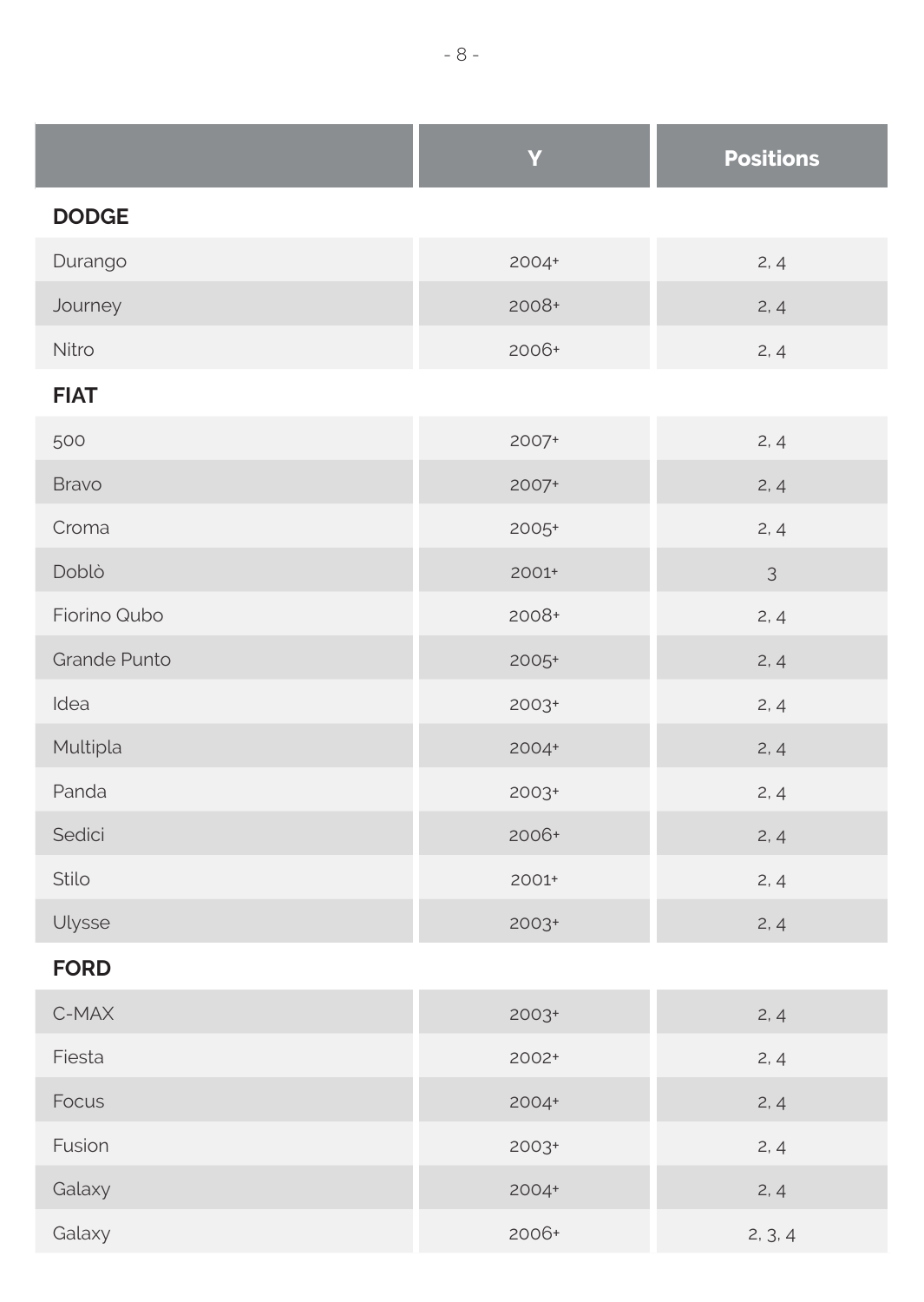| | Y | Positions |
|---|---|---|
| **DODGE** | | |
| Durango | 2004+ | 2, 4 |
| Journey | 2008+ | 2, 4 |
| Nitro | 2006+ | 2, 4 |
| **FIAT** | | |
| 500 | 2007+ | 2, 4 |
| Bravo | 2007+ | 2, 4 |
| Croma | 2005+ | 2, 4 |
| Doblò | 2001+ | 3 |
| Fiorino Qubo | 2008+ | 2, 4 |
| Grande Punto | 2005+ | 2, 4 |
| Idea | 2003+ | 2, 4 |
| Multipla | 2004+ | 2, 4 |
| Panda | 2003+ | 2, 4 |
| Sedici | 2006+ | 2, 4 |
| Stilo | 2001+ | 2, 4 |
| Ulysse | 2003+ | 2, 4 |
| **FORD** | | |
| C-MAX | 2003+ | 2, 4 |
| Fiesta | 2002+ | 2, 4 |
| Focus | 2004+ | 2, 4 |
| Fusion | 2003+ | 2, 4 |
| Galaxy | 2004+ | 2, 4 |
| Galaxy | 2006+ | 2, 3, 4 |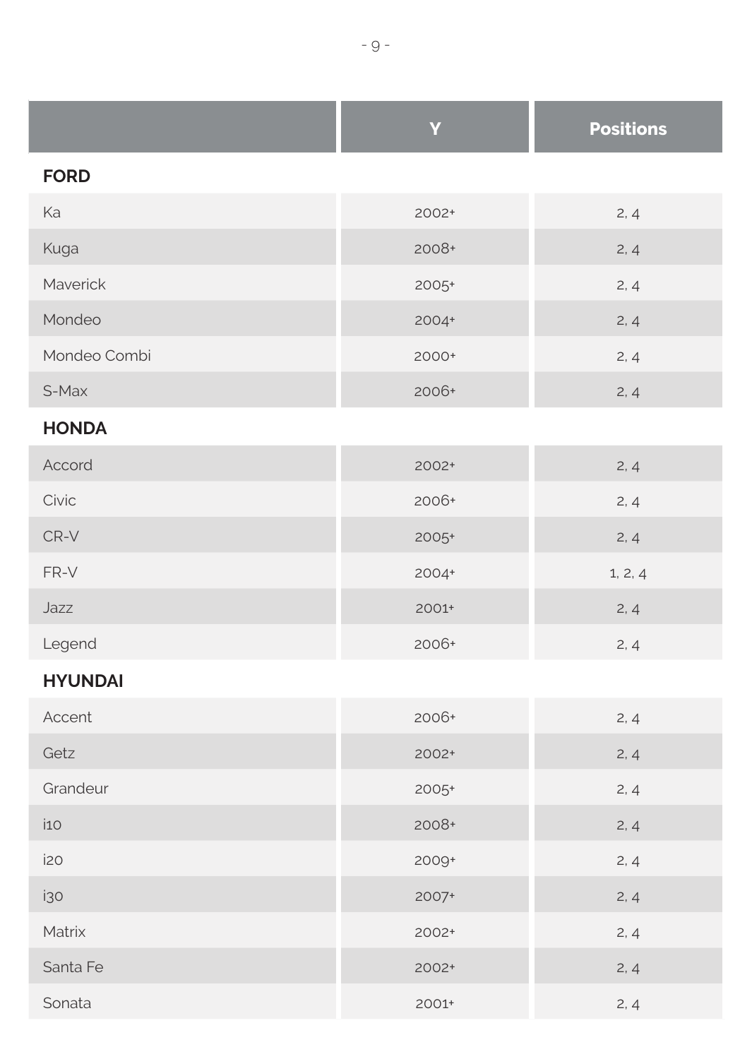|  | Y | Positions |
|---|---|---|
| **FORD** | | |
| Ka | 2002+ | 2, 4 |
| Kuga | 2008+ | 2, 4 |
| Maverick | 2005+ | 2, 4 |
| Mondeo | 2004+ | 2, 4 |
| Mondeo Combi | 2000+ | 2, 4 |
| S-Max | 2006+ | 2, 4 |
| **HONDA** | | |
| Accord | 2002+ | 2, 4 |
| Civic | 2006+ | 2, 4 |
| CR-V | 2005+ | 2, 4 |
| FR-V | 2004+ | 1, 2, 4 |
| Jazz | 2001+ | 2, 4 |
| Legend | 2006+ | 2, 4 |
| **HYUNDAI** | | |
| Accent | 2006+ | 2, 4 |
| Getz | 2002+ | 2, 4 |
| Grandeur | 2005+ | 2, 4 |
| i10 | 2008+ | 2, 4 |
| i20 | 2009+ | 2, 4 |
| i30 | 2007+ | 2, 4 |
| Matrix | 2002+ | 2, 4 |
| Santa Fe | 2002+ | 2, 4 |
| Sonata | 2001+ | 2, 4 |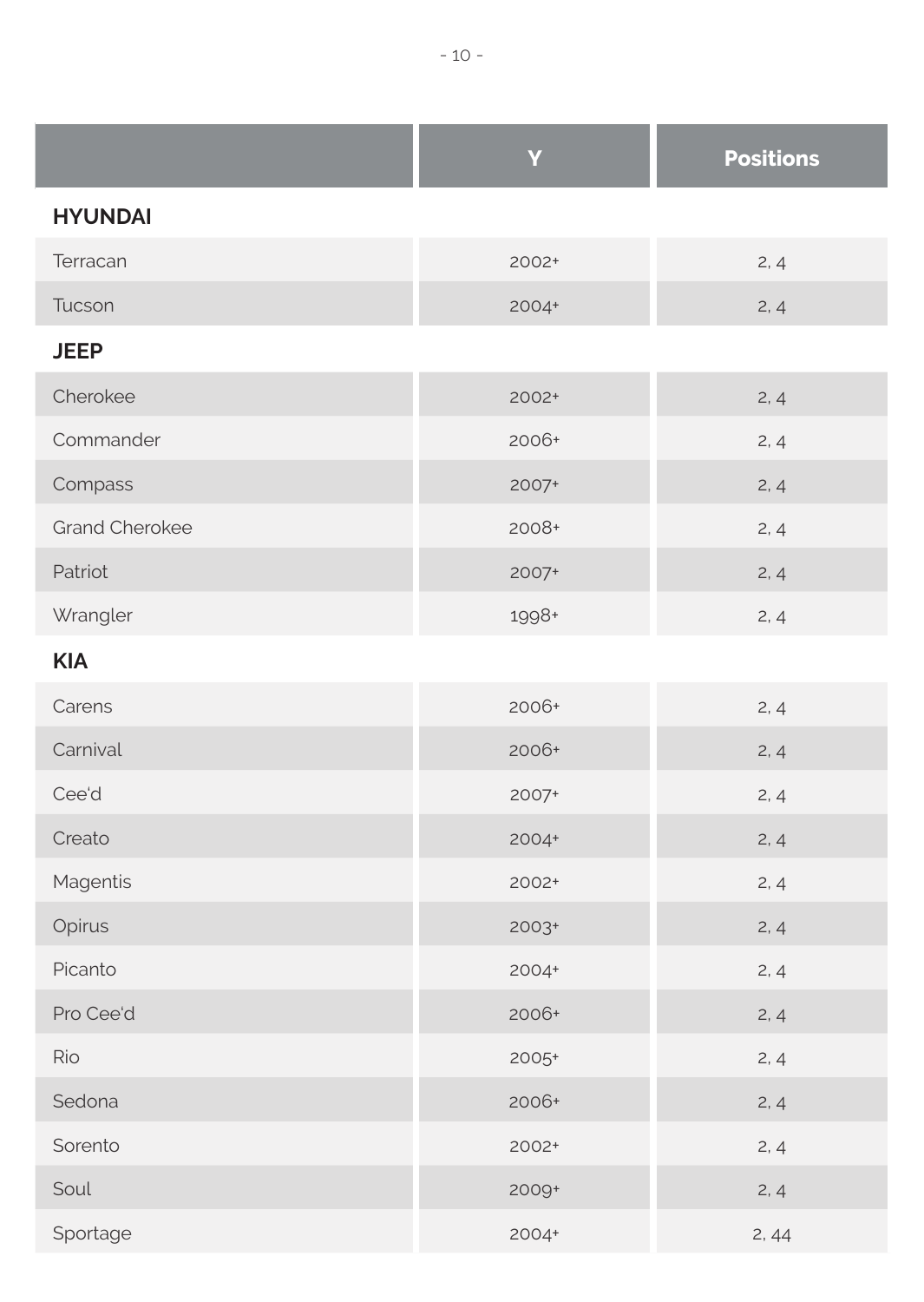| | Y | Positions |
|---|---|---|
| **HYUNDAI** | | |
| Terracan | 2002+ | 2, 4 |
| Tucson | 2004+ | 2, 4 |
| **JEEP** | | |
| Cherokee | 2002+ | 2, 4 |
| Commander | 2006+ | 2, 4 |
| Compass | 2007+ | 2, 4 |
| Grand Cherokee | 2008+ | 2, 4 |
| Patriot | 2007+ | 2, 4 |
| Wrangler | 1998+ | 2, 4 |
| **KIA** | | |
| Carens | 2006+ | 2, 4 |
| Carnival | 2006+ | 2, 4 |
| Cee'd | 2007+ | 2, 4 |
| Creato | 2004+ | 2, 4 |
| Magentis | 2002+ | 2, 4 |
| Opirus | 2003+ | 2, 4 |
| Picanto | 2004+ | 2, 4 |
| Pro Cee'd | 2006+ | 2, 4 |
| Rio | 2005+ | 2, 4 |
| Sedona | 2006+ | 2, 4 |
| Sorento | 2002+ | 2, 4 |
| Soul | 2009+ | 2, 4 |
| Sportage | 2004+ | 2, 44 |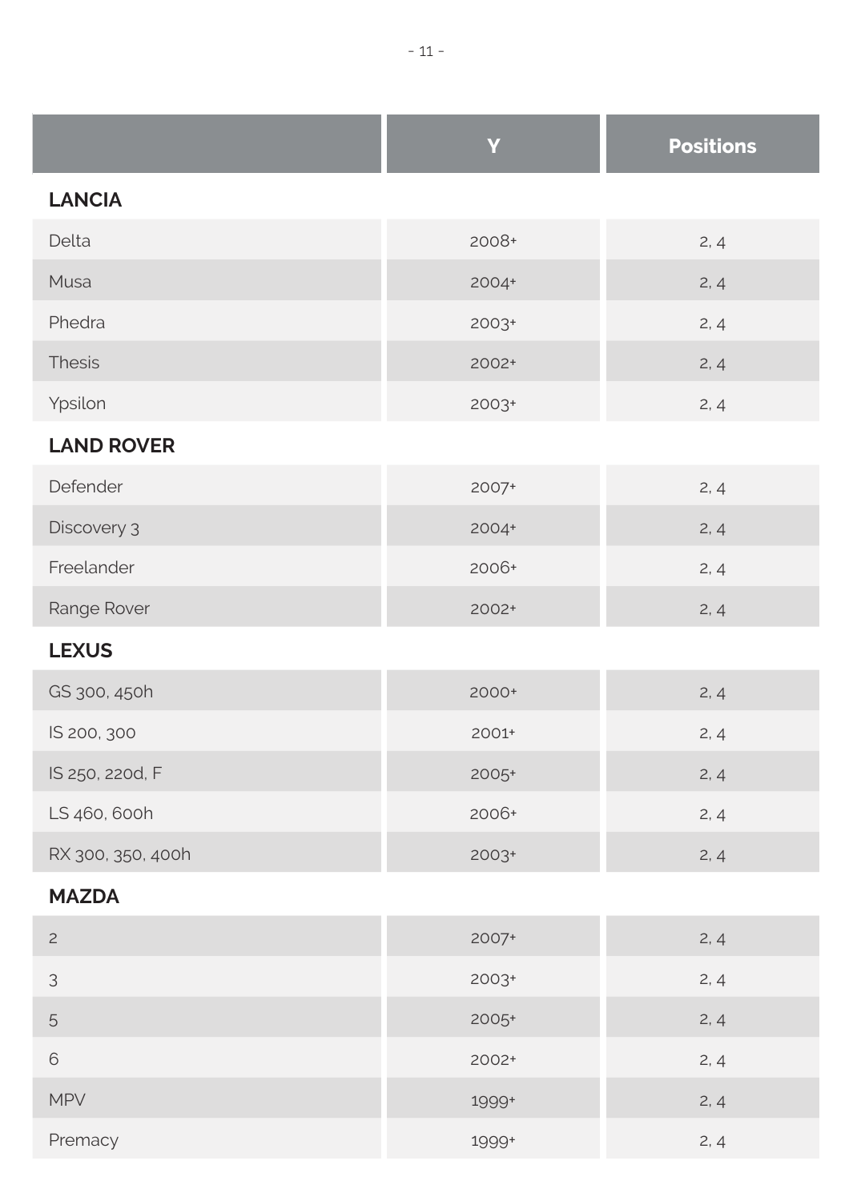| | Y | Positions |
|---|---|---|
| **LANCIA** | | |
| Delta | 2008+ | 2, 4 |
| Musa | 2004+ | 2, 4 |
| Phedra | 2003+ | 2, 4 |
| Thesis | 2002+ | 2, 4 |
| Ypsilon | 2003+ | 2, 4 |
| **LAND ROVER** | | |
| Defender | 2007+ | 2, 4 |
| Discovery 3 | 2004+ | 2, 4 |
| Freelander | 2006+ | 2, 4 |
| Range Rover | 2002+ | 2, 4 |
| **LEXUS** | | |
| GS 300, 450h | 2000+ | 2, 4 |
| IS 200, 300 | 2001+ | 2, 4 |
| IS 250, 220d, F | 2005+ | 2, 4 |
| LS 460, 600h | 2006+ | 2, 4 |
| RX 300, 350, 400h | 2003+ | 2, 4 |
| **MAZDA** | | |
| 2 | 2007+ | 2, 4 |
| 3 | 2003+ | 2, 4 |
| 5 | 2005+ | 2, 4 |
| 6 | 2002+ | 2, 4 |
| MPV | 1999+ | 2, 4 |
| Premacy | 1999+ | 2, 4 |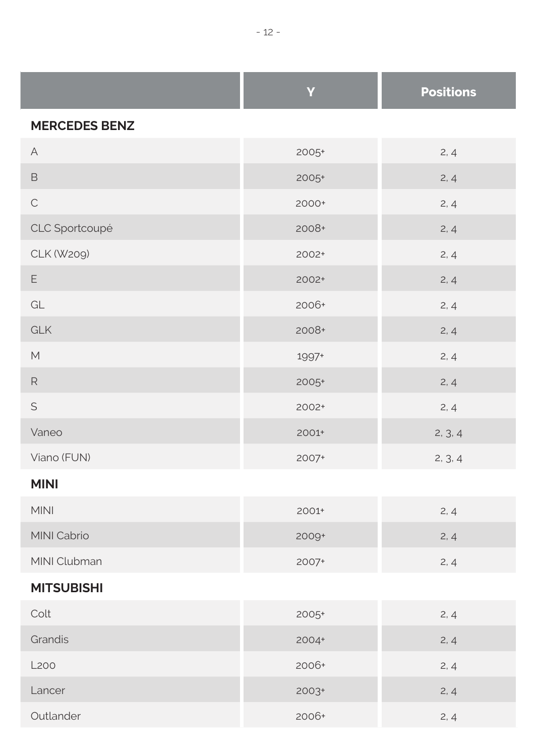| | Y | Positions |
|---|---|---|
| **MERCEDES BENZ** | | |
| A | 2005+ | 2, 4 |
| B | 2005+ | 2, 4 |
| C | 2000+ | 2, 4 |
| CLC Sportcoupé | 2008+ | 2, 4 |
| CLK (W209) | 2002+ | 2, 4 |
| E | 2002+ | 2, 4 |
| GL | 2006+ | 2, 4 |
| GLK | 2008+ | 2, 4 |
| M | 1997+ | 2, 4 |
| R | 2005+ | 2, 4 |
| S | 2002+ | 2, 4 |
| Vaneo | 2001+ | 2, 3, 4 |
| Viano (FUN) | 2007+ | 2, 3, 4 |
| **MINI** | | |
| MINI | 2001+ | 2, 4 |
| MINI Cabrio | 2009+ | 2, 4 |
| MINI Clubman | 2007+ | 2, 4 |
| **MITSUBISHI** | | |
| Colt | 2005+ | 2, 4 |
| Grandis | 2004+ | 2, 4 |
| L200 | 2006+ | 2, 4 |
| Lancer | 2003+ | 2, 4 |
| Outlander | 2006+ | 2, 4 |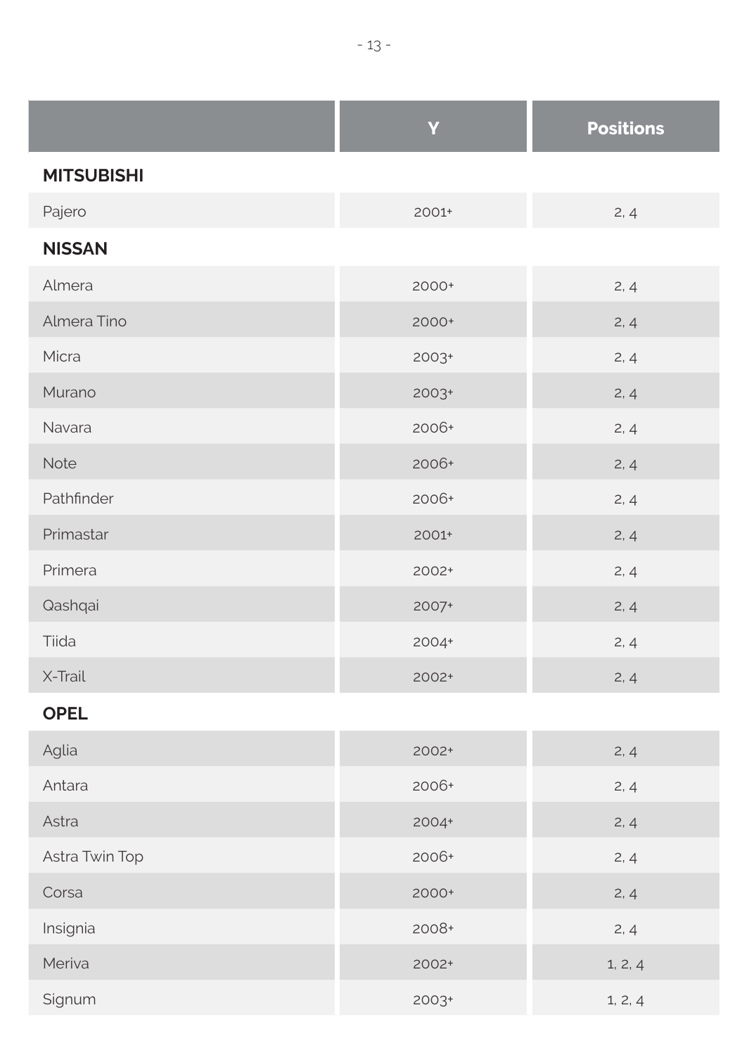|  | Y | Positions |
|---|---|---|
| **MITSUBISHI** | | |
| Pajero | 2001+ | 2, 4 |
| **NISSAN** | | |
| Almera | 2000+ | 2, 4 |
| Almera Tino | 2000+ | 2, 4 |
| Micra | 2003+ | 2, 4 |
| Murano | 2003+ | 2, 4 |
| Navara | 2006+ | 2, 4 |
| Note | 2006+ | 2, 4 |
| Pathfinder | 2006+ | 2, 4 |
| Primastar | 2001+ | 2, 4 |
| Primera | 2002+ | 2, 4 |
| Qashqai | 2007+ | 2, 4 |
| Tiida | 2004+ | 2, 4 |
| X-Trail | 2002+ | 2, 4 |
| **OPEL** | | |
| Aglia | 2002+ | 2, 4 |
| Antara | 2006+ | 2, 4 |
| Astra | 2004+ | 2, 4 |
| Astra Twin Top | 2006+ | 2, 4 |
| Corsa | 2000+ | 2, 4 |
| Insignia | 2008+ | 2, 4 |
| Meriva | 2002+ | 1, 2, 4 |
| Signum | 2003+ | 1, 2, 4 |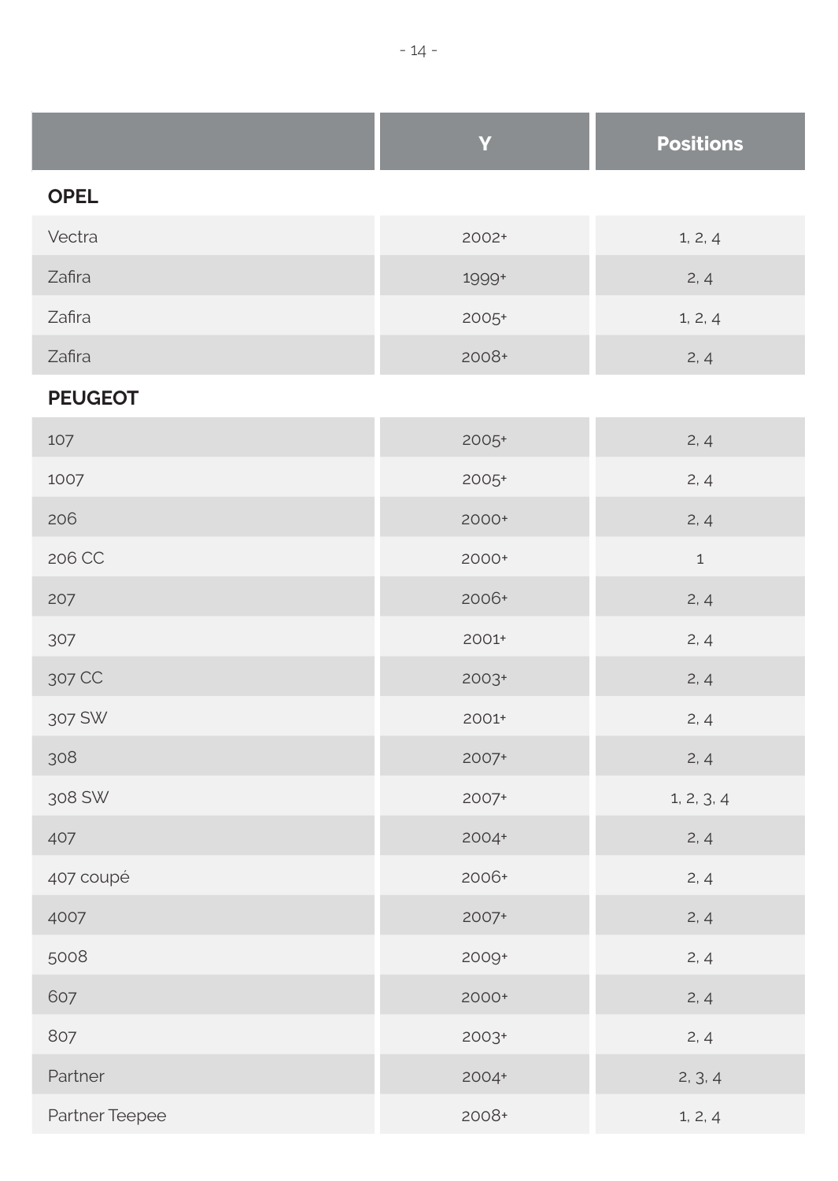| | Y | Positions |
|---|---|---|
| **OPEL** | | |
| Vectra | 2002+ | 1, 2, 4 |
| Zafira | 1999+ | 2, 4 |
| Zafira | 2005+ | 1, 2, 4 |
| Zafira | 2008+ | 2, 4 |
| **PEUGEOT** | | |
| 107 | 2005+ | 2, 4 |
| 1007 | 2005+ | 2, 4 |
| 206 | 2000+ | 2, 4 |
| 206 CC | 2000+ | 1 |
| 207 | 2006+ | 2, 4 |
| 307 | 2001+ | 2, 4 |
| 307 CC | 2003+ | 2, 4 |
| 307 SW | 2001+ | 2, 4 |
| 308 | 2007+ | 2, 4 |
| 308 SW | 2007+ | 1, 2, 3, 4 |
| 407 | 2004+ | 2, 4 |
| 407 coupé | 2006+ | 2, 4 |
| 4007 | 2007+ | 2, 4 |
| 5008 | 2009+ | 2, 4 |
| 607 | 2000+ | 2, 4 |
| 807 | 2003+ | 2, 4 |
| Partner | 2004+ | 2, 3, 4 |
| Partner Teepee | 2008+ | 1, 2, 4 |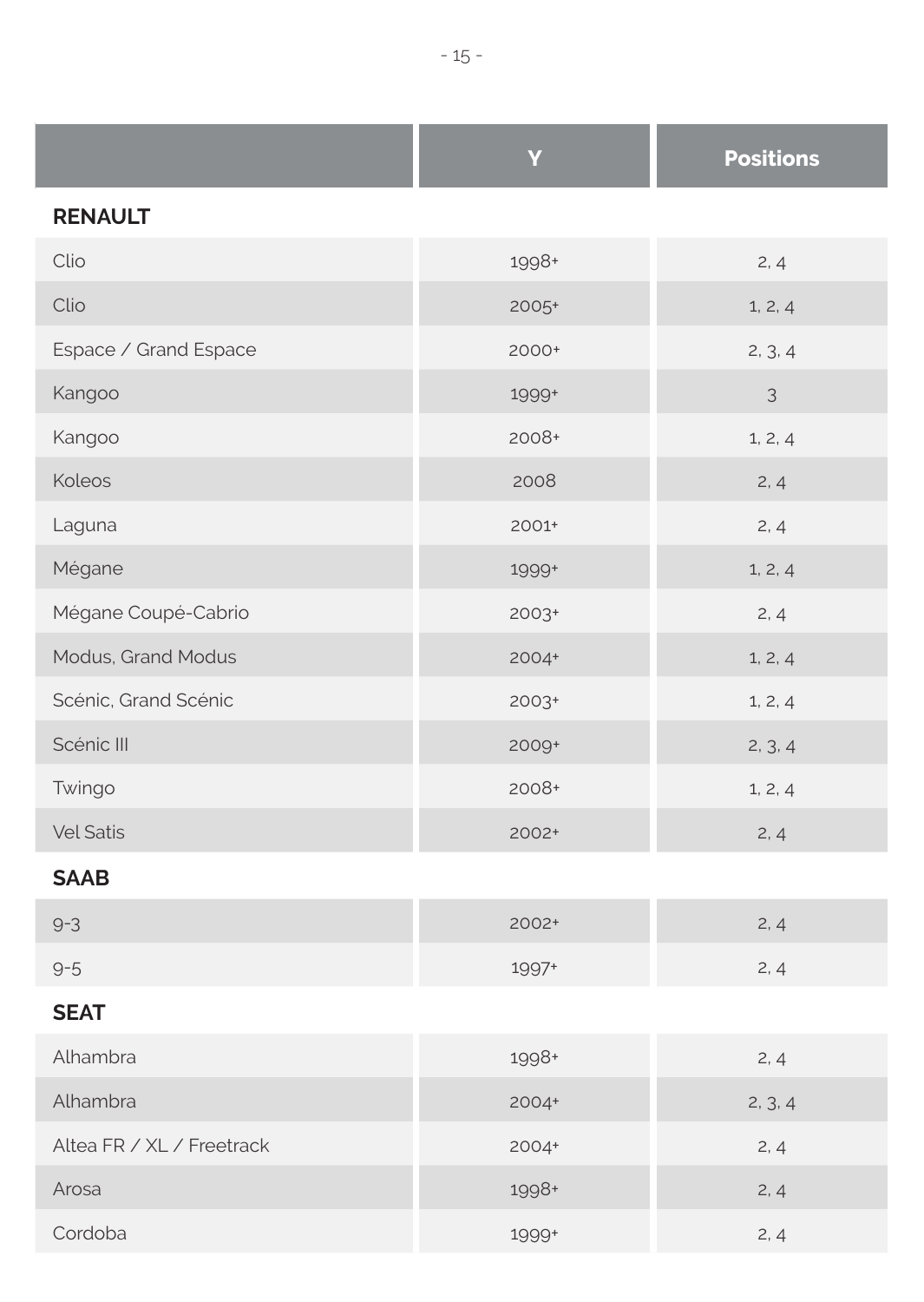| | Y | Positions |
|---|---|---|
| **RENAULT** | | |
| Clio | 1998+ | 2, 4 |
| Clio | 2005+ | 1, 2, 4 |
| Espace / Grand Espace | 2000+ | 2, 3, 4 |
| Kangoo | 1999+ | 3 |
| Kangoo | 2008+ | 1, 2, 4 |
| Koleos | 2008 | 2, 4 |
| Laguna | 2001+ | 2, 4 |
| Mégane | 1999+ | 1, 2, 4 |
| Mégane Coupé-Cabrio | 2003+ | 2, 4 |
| Modus, Grand Modus | 2004+ | 1, 2, 4 |
| Scénic, Grand Scénic | 2003+ | 1, 2, 4 |
| Scénic III | 2009+ | 2, 3, 4 |
| Twingo | 2008+ | 1, 2, 4 |
| Vel Satis | 2002+ | 2, 4 |
| **SAAB** | | |
| 9-3 | 2002+ | 2, 4 |
| 9-5 | 1997+ | 2, 4 |
| **SEAT** | | |
| Alhambra | 1998+ | 2, 4 |
| Alhambra | 2004+ | 2, 3, 4 |
| Altea FR / XL / Freetrack | 2004+ | 2, 4 |
| Arosa | 1998+ | 2, 4 |
| Cordoba | 1999+ | 2, 4 |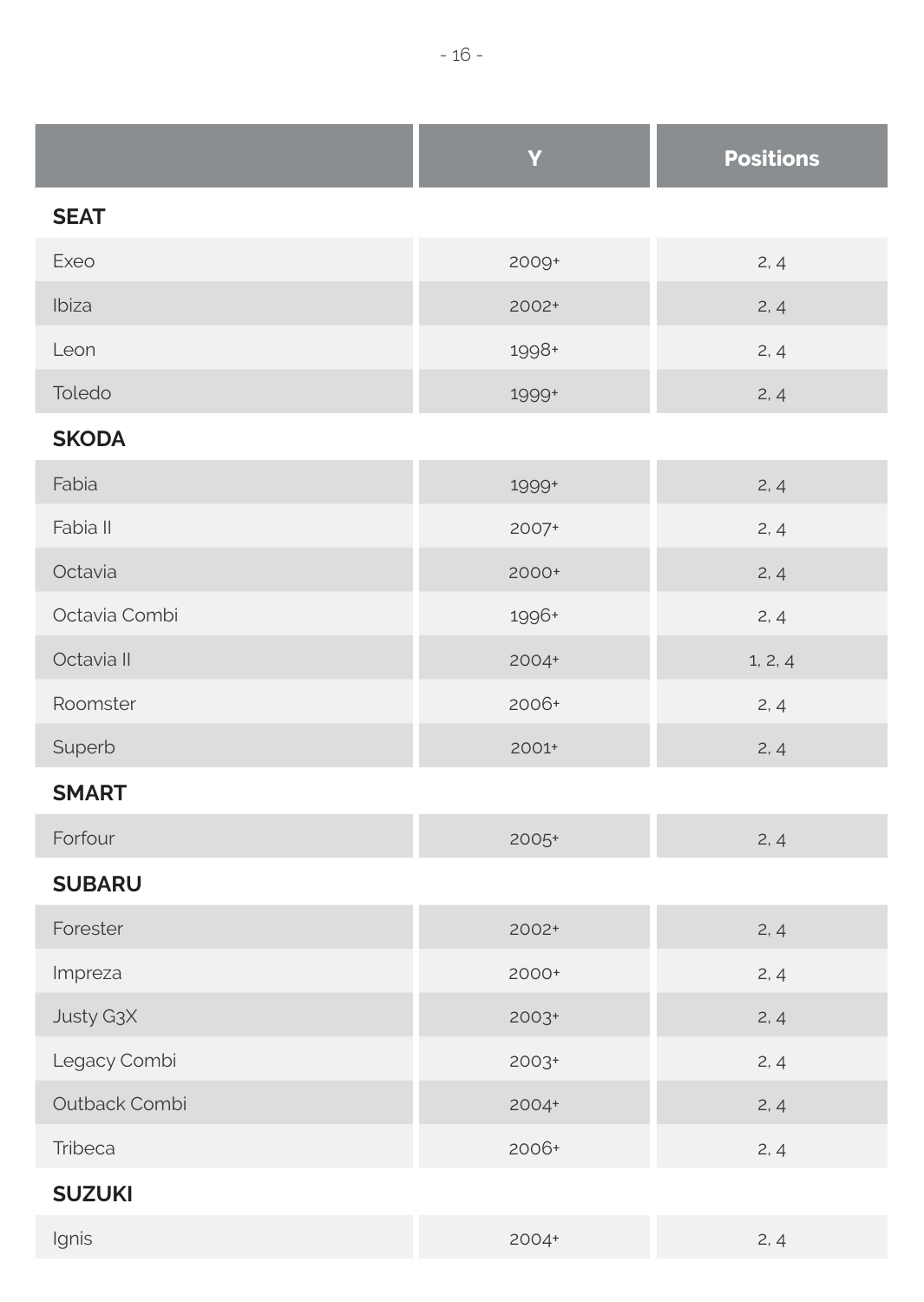| | Y | Positions |
|---|---|---|
| **SEAT** | | |
| Exeo | 2009+ | 2, 4 |
| Ibiza | 2002+ | 2, 4 |
| Leon | 1998+ | 2, 4 |
| Toledo | 1999+ | 2, 4 |
| **SKODA** | | |
| Fabia | 1999+ | 2, 4 |
| Fabia II | 2007+ | 2, 4 |
| Octavia | 2000+ | 2, 4 |
| Octavia Combi | 1996+ | 2, 4 |
| Octavia II | 2004+ | 1, 2, 4 |
| Roomster | 2006+ | 2, 4 |
| Superb | 2001+ | 2, 4 |
| **SMART** | | |
| Forfour | 2005+ | 2, 4 |
| **SUBARU** | | |
| Forester | 2002+ | 2, 4 |
| Impreza | 2000+ | 2, 4 |
| Justy G3X | 2003+ | 2, 4 |
| Legacy Combi | 2003+ | 2, 4 |
| Outback Combi | 2004+ | 2, 4 |
| Tribeca | 2006+ | 2, 4 |
| **SUZUKI** | | |
| Ignis | 2004+ | 2, 4 |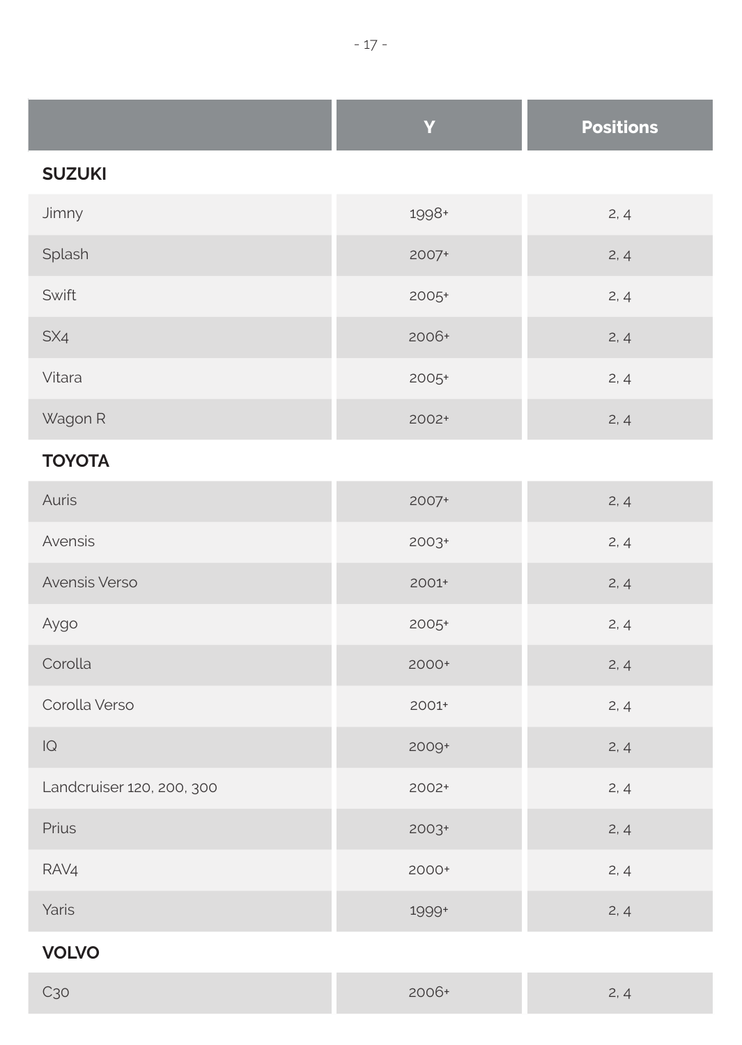| | Y | Positions |
|---|---|---|
| **SUZUKI** | | |
| Jimny | 1998+ | 2, 4 |
| Splash | 2007+ | 2, 4 |
| Swift | 2005+ | 2, 4 |
| SX4 | 2006+ | 2, 4 |
| Vitara | 2005+ | 2, 4 |
| Wagon R | 2002+ | 2, 4 |
| **TOYOTA** | | |
| Auris | 2007+ | 2, 4 |
| Avensis | 2003+ | 2, 4 |
| Avensis Verso | 2001+ | 2, 4 |
| Aygo | 2005+ | 2, 4 |
| Corolla | 2000+ | 2, 4 |
| Corolla Verso | 2001+ | 2, 4 |
| IQ | 2009+ | 2, 4 |
| Landcruiser 120, 200, 300 | 2002+ | 2, 4 |
| Prius | 2003+ | 2, 4 |
| RAV4 | 2000+ | 2, 4 |
| Yaris | 1999+ | 2, 4 |
| **VOLVO** | | |
| C30 | 2006+ | 2, 4 |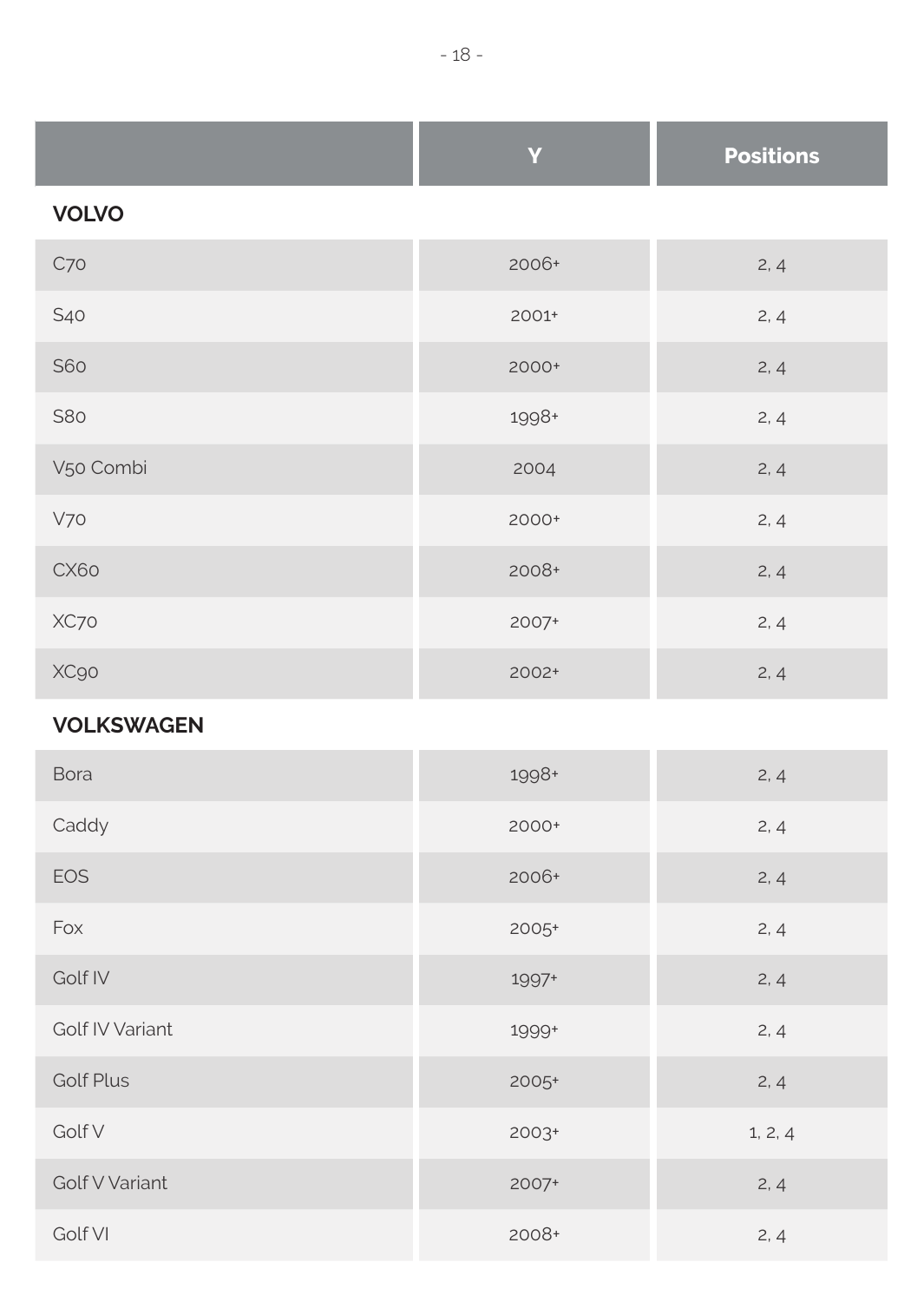| | Y | Positions |
|---|---|---|
| **VOLVO** | | |
| C70 | 2006+ | 2, 4 |
| S40 | 2001+ | 2, 4 |
| S60 | 2000+ | 2, 4 |
| S80 | 1998+ | 2, 4 |
| V50 Combi | 2004 | 2, 4 |
| V70 | 2000+ | 2, 4 |
| CX60 | 2008+ | 2, 4 |
| XC70 | 2007+ | 2, 4 |
| XC90 | 2002+ | 2, 4 |
| **VOLKSWAGEN** | | |
| Bora | 1998+ | 2, 4 |
| Caddy | 2000+ | 2, 4 |
| EOS | 2006+ | 2, 4 |
| Fox | 2005+ | 2, 4 |
| Golf IV | 1997+ | 2, 4 |
| Golf IV Variant | 1999+ | 2, 4 |
| Golf Plus | 2005+ | 2, 4 |
| Golf V | 2003+ | 1, 2, 4 |
| Golf V Variant | 2007+ | 2, 4 |
| Golf VI | 2008+ | 2, 4 |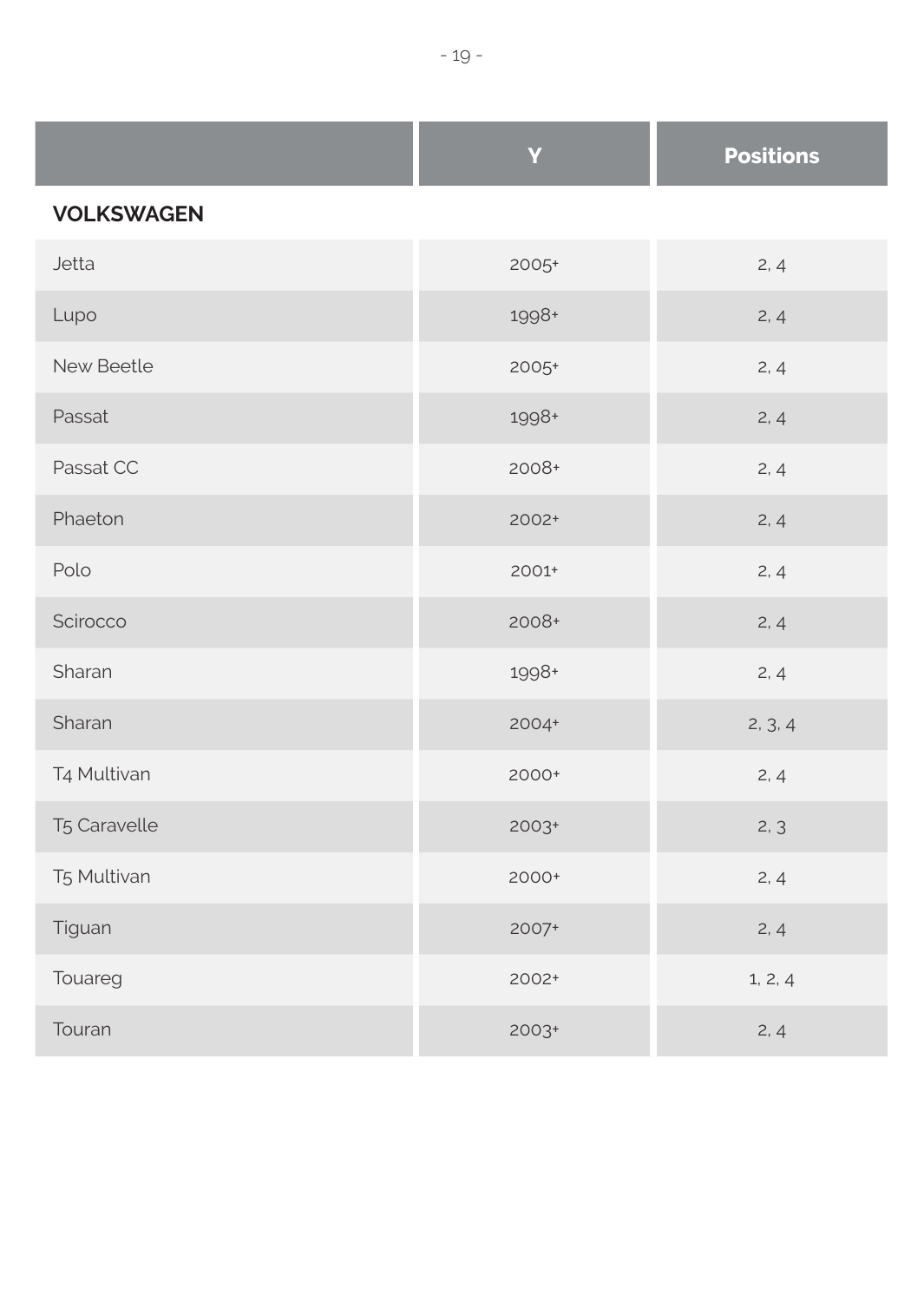| | Y | Positions |
|---|---|---|
| **VOLKSWAGEN** | | |
| Jetta | 2005+ | 2, 4 |
| Lupo | 1998+ | 2, 4 |
| New Beetle | 2005+ | 2, 4 |
| Passat | 1998+ | 2, 4 |
| Passat CC | 2008+ | 2, 4 |
| Phaeton | 2002+ | 2, 4 |
| Polo | 2001+ | 2, 4 |
| Scirocco | 2008+ | 2, 4 |
| Sharan | 1998+ | 2, 4 |
| Sharan | 2004+ | 2, 3, 4 |
| T4 Multivan | 2000+ | 2, 4 |
| T5 Caravelle | 2003+ | 2, 3 |
| T5 Multivan | 2000+ | 2, 4 |
| Tiguan | 2007+ | 2, 4 |
| Touareg | 2002+ | 1, 2, 4 |
| Touran | 2003+ | 2, 4 |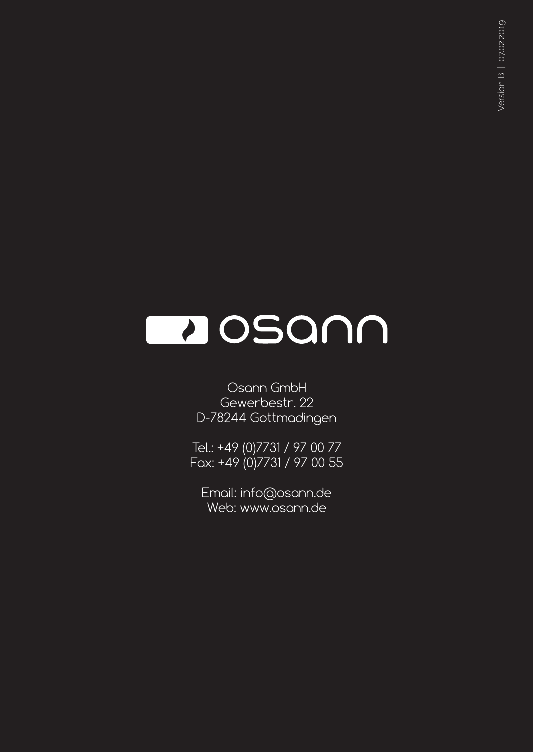Version B | 07.02.2019

osann

Osann GmbH
Gewerbestr. 22
D-78244 Gottmadingen

Tel.: +49 (0)7731 / 97 00 77
Fax: +49 (0)7731 / 97 00 55

Email: info@osann.de
Web: www.osann.de